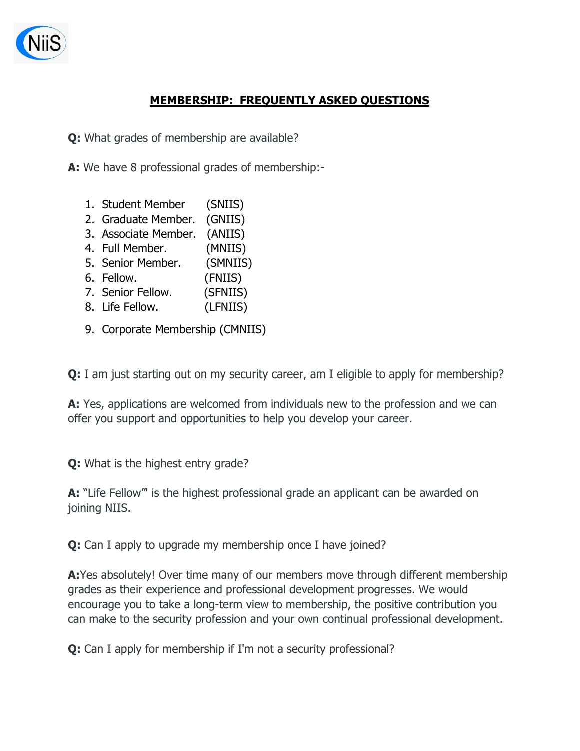NiiS

# MEMBERSHIP: FREQUENTLY ASKED QUESTIONS

**Q:** What grades of membership are available?

**A:** We have 8 professional grades of membership:-

1. Student Member (SNIIS)
2. Graduate Member. (GNIIS)
3. Associate Member. (ANIIS)
4. Full Member. (MNIIS)
5. Senior Member. (SMNIIS)
6. Fellow. (FNIIS)
7. Senior Fellow. (SFNIIS)
8. Life Fellow. (LFNIIS)
9. Corporate Membership (CMNIIS)

**Q:** I am just starting out on my security career, am I eligible to apply for membership?

**A:** Yes, applications are welcomed from individuals new to the profession and we can offer you support and opportunities to help you develop your career.

**Q:** What is the highest entry grade?

**A:** "Life Fellow'" is the highest professional grade an applicant can be awarded on joining NIIS.

**Q:** Can I apply to upgrade my membership once I have joined?

**A:**Yes absolutely! Over time many of our members move through different membership grades as their experience and professional development progresses. We would encourage you to take a long-term view to membership, the positive contribution you can make to the security profession and your own continual professional development.

**Q:** Can I apply for membership if I'm not a security professional?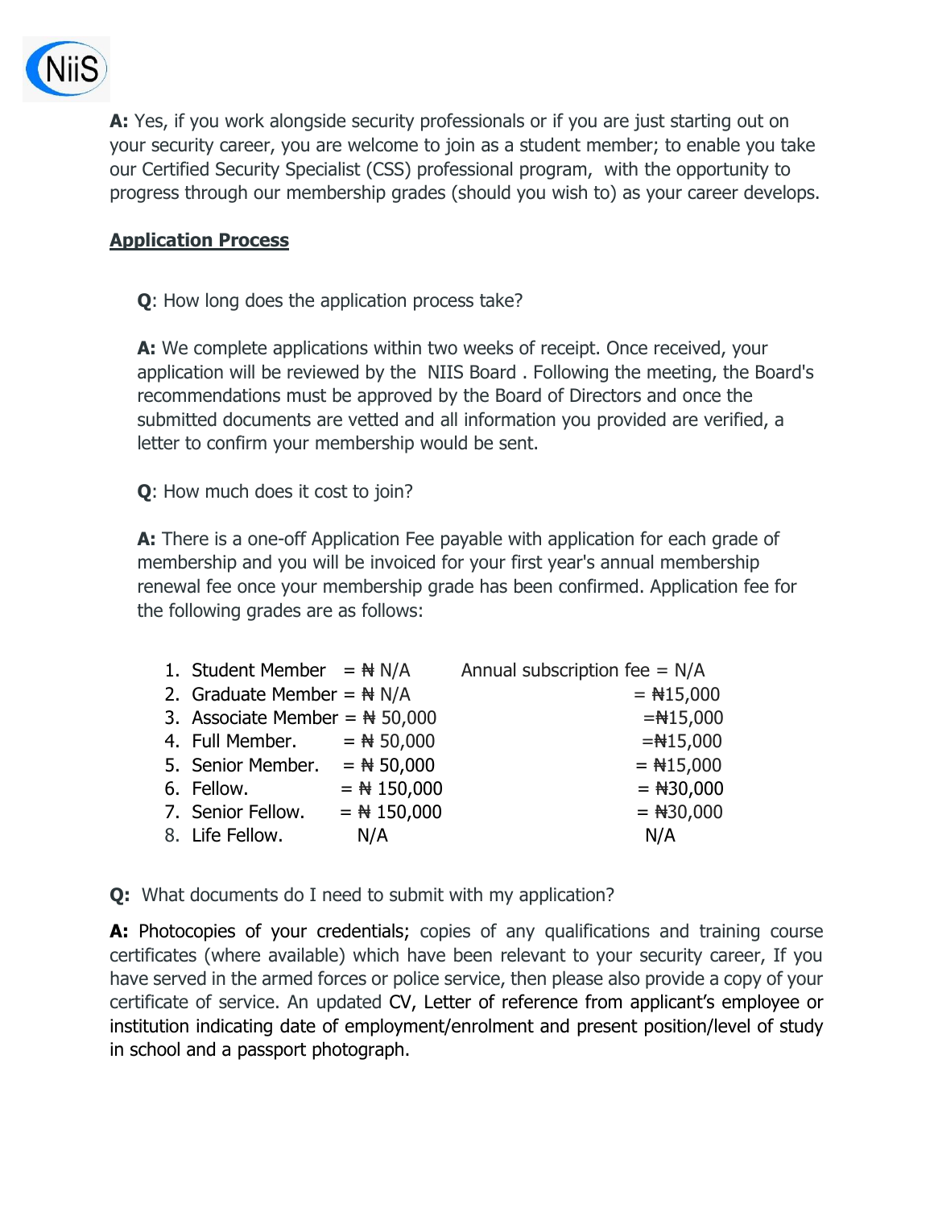**A:** Yes, if you work alongside security professionals or if you are just starting out on your security career, you are welcome to join as a student member; to enable you take our Certified Security Specialist (CSS) professional program, with the opportunity to progress through our membership grades (should you wish to) as your career develops.

## Application Process

**Q**: How long does the application process take?

**A:** We complete applications within two weeks of receipt. Once received, your application will be reviewed by the NIIS Board . Following the meeting, the Board's recommendations must be approved by the Board of Directors and once the submitted documents are vetted and all information you provided are verified, a letter to confirm your membership would be sent.

**Q**: How much does it cost to join?

**A:** There is a one-off Application Fee payable with application for each grade of membership and you will be invoiced for your first year's annual membership renewal fee once your membership grade has been confirmed. Application fee for the following grades are as follows:

1. Student Member = ₦ N/A Annual subscription fee = N/A
2. Graduate Member = ₦ N/A = ₦15,000
3. Associate Member = ₦ 50,000 =₦15,000
4. Full Member. = ₦ 50,000 =₦15,000
5. Senior Member. = ₦ 50,000 = ₦15,000
6. Fellow. = ₦ 150,000 = ₦30,000
7. Senior Fellow. = ₦ 150,000 = ₦30,000
8. Life Fellow. N/A N/A

**Q:** What documents do I need to submit with my application?

**A:** Photocopies of your credentials; copies of any qualifications and training course certificates (where available) which have been relevant to your security career, If you have served in the armed forces or police service, then please also provide a copy of your certificate of service. An updated CV, Letter of reference from applicant's employee or institution indicating date of employment/enrolment and present position/level of study in school and a passport photograph.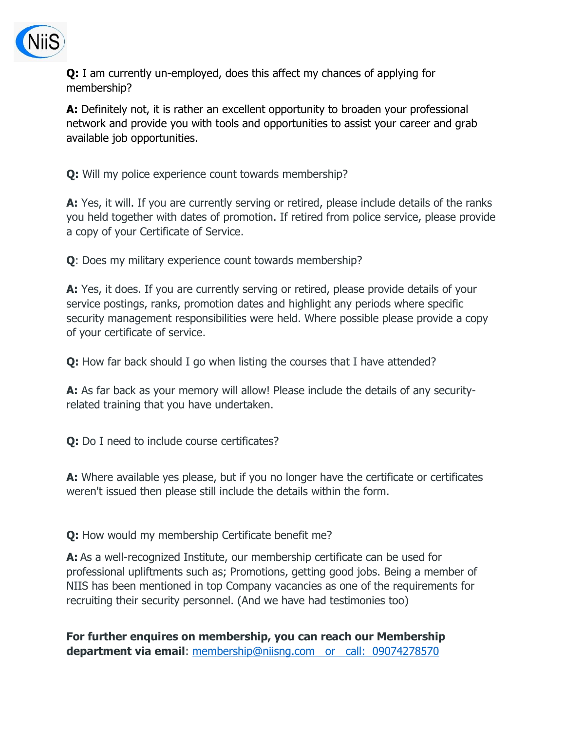**Q:** I am currently un-employed, does this affect my chances of applying for membership?

**A:** Definitely not, it is rather an excellent opportunity to broaden your professional network and provide you with tools and opportunities to assist your career and grab available job opportunities.

**Q:** Will my police experience count towards membership?

**A:** Yes, it will. If you are currently serving or retired, please include details of the ranks you held together with dates of promotion. If retired from police service, please provide a copy of your Certificate of Service.

**Q**: Does my military experience count towards membership?

**A:** Yes, it does. If you are currently serving or retired, please provide details of your service postings, ranks, promotion dates and highlight any periods where specific security management responsibilities were held. Where possible please provide a copy of your certificate of service.

**Q:** How far back should I go when listing the courses that I have attended?

**A:** As far back as your memory will allow! Please include the details of any security-related training that you have undertaken.

**Q:** Do I need to include course certificates?

**A:** Where available yes please, but if you no longer have the certificate or certificates weren't issued then please still include the details within the form.

**Q:** How would my membership Certificate benefit me?

**A:** As a well-recognized Institute, our membership certificate can be used for professional upliftments such as; Promotions, getting good jobs. Being a member of NIIS has been mentioned in top Company vacancies as one of the requirements for recruiting their security personnel. (And we have had testimonies too)

**For further enquires on membership, you can reach our Membership department via email**: membership@niisng.com or call: 09074278570